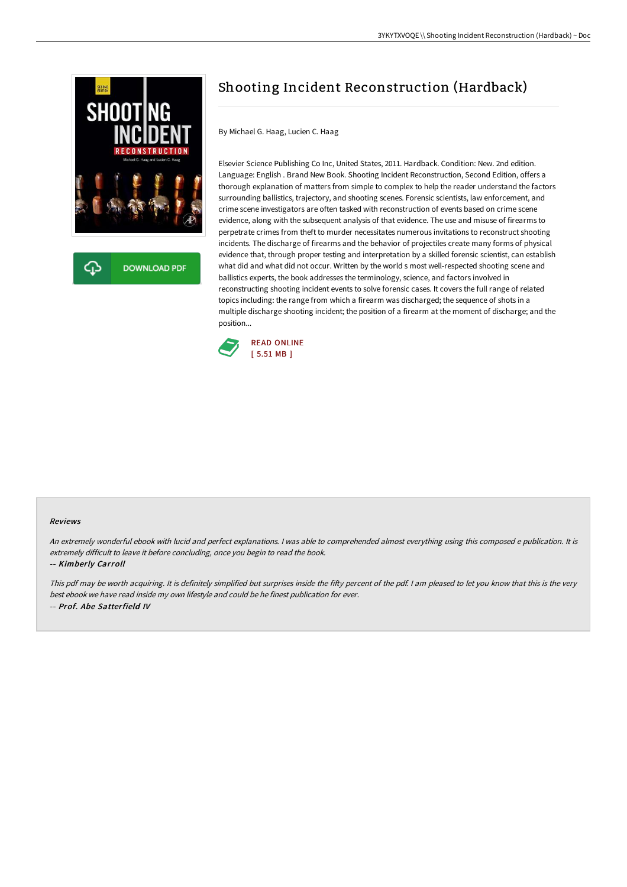# Shooting Incident Reconstruction (Hardback)

By Michael G. Haag, Lucien C. Haag

Elsevier Science Publishing Co Inc, United States, 2011. Hardback. Condition: New. 2nd edition. Language: English . Brand New Book. Shooting Incident Reconstruction, Second Edition, offers a thorough explanation of matters from simple to complex to help the reader understand the factors surrounding ballistics, trajectory, and shooting scenes. Forensic scientists, law enforcement, and crime scene investigators are often tasked with reconstruction of events based on crime scene evidence, along with the subsequent analysis of that evidence. The use and misuse of firearms to perpetrate crimes from theft to murder necessitates numerous invitations to reconstruct shooting incidents. The discharge of firearms and the behavior of projectiles create many forms of physical evidence that, through proper testing and interpretation by a skilled forensic scientist, can establish what did and what did not occur. Written by the world s most well-respected shooting scene and ballistics experts, the book addresses the terminology, science, and factors involved in reconstructing shooting incident events to solve forensic cases. It covers the full range of related topics including: the range from which a firearm was discharged; the sequence of shots in a multiple discharge shooting incident; the position of a firearm at the moment of discharge; and the position...

DOWNLOAD PDF

READ ONLINE
[ 5.51 MB ]

#### Reviews

*An extremely wonderful ebook with lucid and perfect explanations. I was able to comprehended almost everything using this composed e publication. It is extremely difficult to leave it before concluding, once you begin to read the book.*

-- ***Kimberly Carroll***

*This pdf may be worth acquiring. It is definitely simplified but surprises inside the fifty percent of the pdf. I am pleased to let you know that this is the very best ebook we have read inside my own lifestyle and could be he finest publication for ever.*

-- ***Prof. Abe Satterfield IV***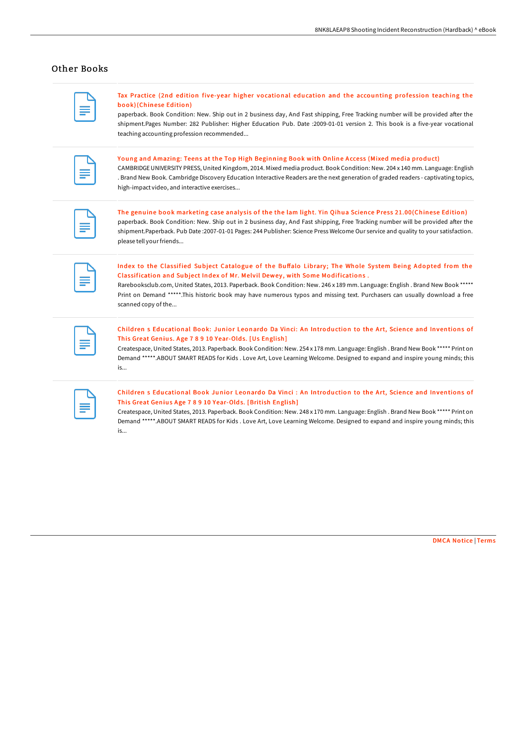## Other Books

### Tax Practice (2nd edition five-year higher vocational education and the accounting profession teaching the book)(Chinese Edition)

paperback. Book Condition: New. Ship out in 2 business day, And Fast shipping, Free Tracking number will be provided after the shipment.Pages Number: 282 Publisher: Higher Education Pub. Date :2009-01-01 version 2. This book is a five-year vocational teaching accounting profession recommended...

### Young and Amazing: Teens at the Top High Beginning Book with Online Access (Mixed media product)

CAMBRIDGE UNIVERSITY PRESS, United Kingdom, 2014. Mixed media product. Book Condition: New. 204 x 140 mm. Language: English . Brand New Book. Cambridge Discovery Education Interactive Readers are the next generation of graded readers - captivating topics, high-impact video, and interactive exercises...

### The genuine book marketing case analysis of the the lam light. Yin Qihua Science Press 21.00(Chinese Edition)

paperback. Book Condition: New. Ship out in 2 business day, And Fast shipping, Free Tracking number will be provided after the shipment.Paperback. Pub Date :2007-01-01 Pages: 244 Publisher: Science Press Welcome Our service and quality to your satisfaction. please tell your friends...

### Index to the Classified Subject Catalogue of the Buffalo Library; The Whole System Being Adopted from the Classification and Subject Index of Mr. Melvil Dewey, with Some Modifications .

Rarebooksclub.com, United States, 2013. Paperback. Book Condition: New. 246 x 189 mm. Language: English . Brand New Book ***** Print on Demand *****.This historic book may have numerous typos and missing text. Purchasers can usually download a free scanned copy of the...

### Children s Educational Book: Junior Leonardo Da Vinci: An Introduction to the Art, Science and Inventions of This Great Genius. Age 7 8 9 10 Year-Olds. [Us English]

Createspace, United States, 2013. Paperback. Book Condition: New. 254 x 178 mm. Language: English . Brand New Book ***** Print on Demand *****.ABOUT SMART READS for Kids . Love Art, Love Learning Welcome. Designed to expand and inspire young minds; this is...

### Children s Educational Book Junior Leonardo Da Vinci : An Introduction to the Art, Science and Inventions of This Great Genius Age 7 8 9 10 Year-Olds. [British English]

Createspace, United States, 2013. Paperback. Book Condition: New. 248 x 170 mm. Language: English . Brand New Book ***** Print on Demand *****.ABOUT SMART READS for Kids . Love Art, Love Learning Welcome. Designed to expand and inspire young minds; this is...

DMCA Notice | Terms